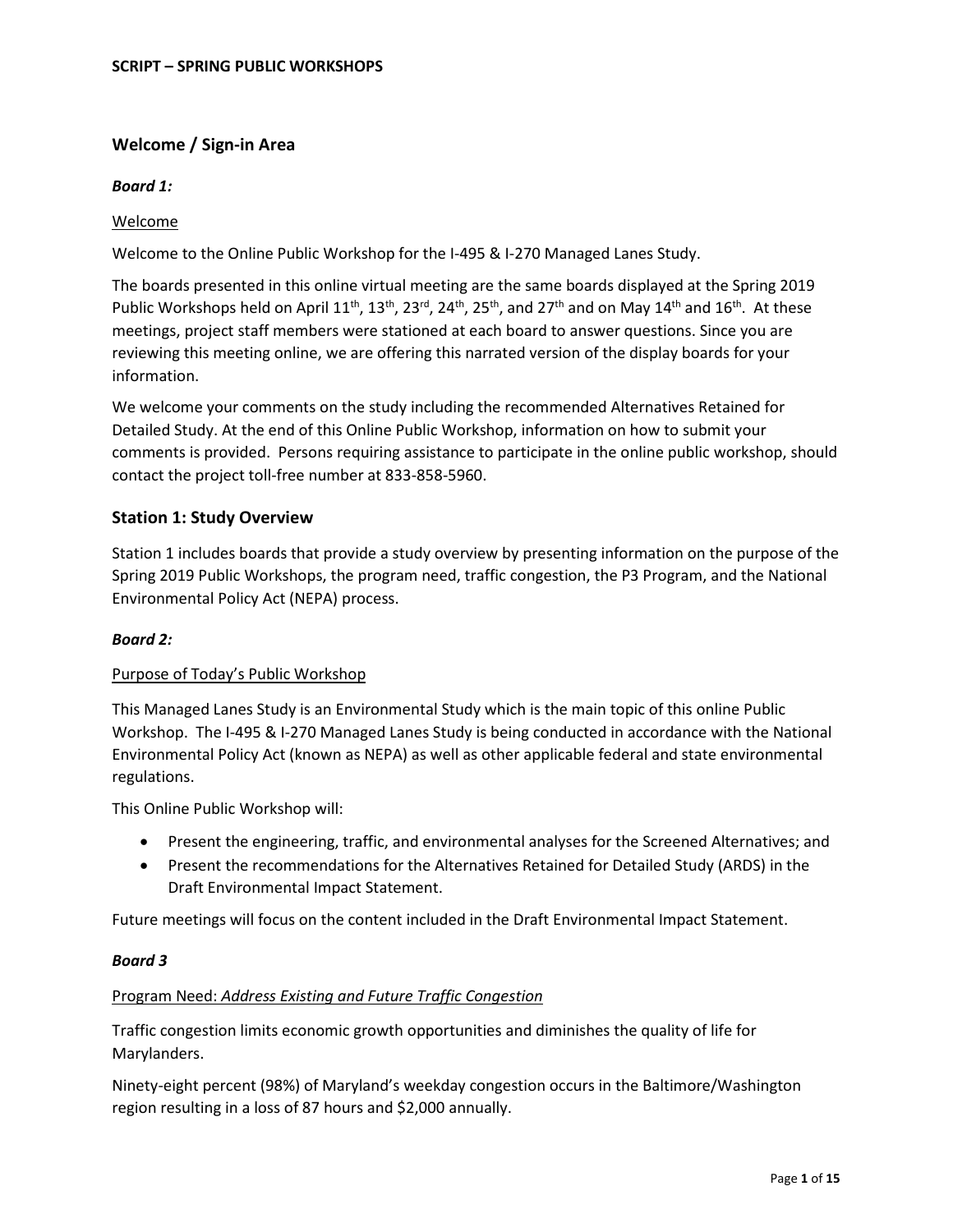**SCRIPT – SPRING PUBLIC WORKSHOPS**

## Welcome / Sign-in Area

***Board 1:***

Welcome

Welcome to the Online Public Workshop for the I-495 & I-270 Managed Lanes Study.

The boards presented in this online virtual meeting are the same boards displayed at the Spring 2019 Public Workshops held on April 11th, 13th, 23rd, 24th, 25th, and 27th and on May 14th and 16th. At these meetings, project staff members were stationed at each board to answer questions. Since you are reviewing this meeting online, we are offering this narrated version of the display boards for your information.

We welcome your comments on the study including the recommended Alternatives Retained for Detailed Study. At the end of this Online Public Workshop, information on how to submit your comments is provided. Persons requiring assistance to participate in the online public workshop, should contact the project toll-free number at 833-858-5960.

## Station 1: Study Overview

Station 1 includes boards that provide a study overview by presenting information on the purpose of the Spring 2019 Public Workshops, the program need, traffic congestion, the P3 Program, and the National Environmental Policy Act (NEPA) process.

***Board 2:***

Purpose of Today's Public Workshop

This Managed Lanes Study is an Environmental Study which is the main topic of this online Public Workshop. The I-495 & I-270 Managed Lanes Study is being conducted in accordance with the National Environmental Policy Act (known as NEPA) as well as other applicable federal and state environmental regulations.

This Online Public Workshop will:

- Present the engineering, traffic, and environmental analyses for the Screened Alternatives; and
- Present the recommendations for the Alternatives Retained for Detailed Study (ARDS) in the Draft Environmental Impact Statement.

Future meetings will focus on the content included in the Draft Environmental Impact Statement.

***Board 3***

Program Need: *Address Existing and Future Traffic Congestion*

Traffic congestion limits economic growth opportunities and diminishes the quality of life for Marylanders.

Ninety-eight percent (98%) of Maryland's weekday congestion occurs in the Baltimore/Washington region resulting in a loss of 87 hours and $2,000 annually.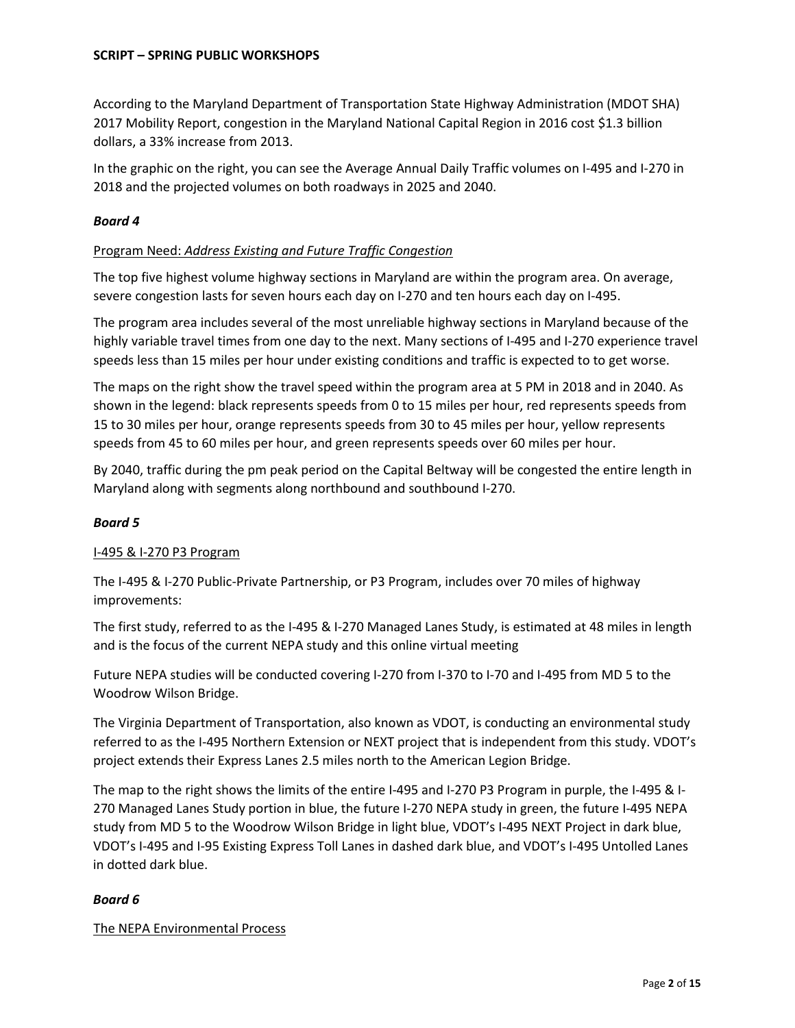According to the Maryland Department of Transportation State Highway Administration (MDOT SHA) 2017 Mobility Report, congestion in the Maryland National Capital Region in 2016 cost $1.3 billion dollars, a 33% increase from 2013.

In the graphic on the right, you can see the Average Annual Daily Traffic volumes on I-495 and I-270 in 2018 and the projected volumes on both roadways in 2025 and 2040.

***Board 4***

Program Need: *Address Existing and Future Traffic Congestion*

The top five highest volume highway sections in Maryland are within the program area. On average, severe congestion lasts for seven hours each day on I-270 and ten hours each day on I-495.

The program area includes several of the most unreliable highway sections in Maryland because of the highly variable travel times from one day to the next. Many sections of I-495 and I-270 experience travel speeds less than 15 miles per hour under existing conditions and traffic is expected to to get worse.

The maps on the right show the travel speed within the program area at 5 PM in 2018 and in 2040. As shown in the legend: black represents speeds from 0 to 15 miles per hour, red represents speeds from 15 to 30 miles per hour, orange represents speeds from 30 to 45 miles per hour, yellow represents speeds from 45 to 60 miles per hour, and green represents speeds over 60 miles per hour.

By 2040, traffic during the pm peak period on the Capital Beltway will be congested the entire length in Maryland along with segments along northbound and southbound I-270.

***Board 5***

I-495 & I-270 P3 Program

The I-495 & I-270 Public-Private Partnership, or P3 Program, includes over 70 miles of highway improvements:

The first study, referred to as the I-495 & I-270 Managed Lanes Study, is estimated at 48 miles in length and is the focus of the current NEPA study and this online virtual meeting

Future NEPA studies will be conducted covering I-270 from I-370 to I-70 and I-495 from MD 5 to the Woodrow Wilson Bridge.

The Virginia Department of Transportation, also known as VDOT, is conducting an environmental study referred to as the I-495 Northern Extension or NEXT project that is independent from this study. VDOT's project extends their Express Lanes 2.5 miles north to the American Legion Bridge.

The map to the right shows the limits of the entire I-495 and I-270 P3 Program in purple, the I-495 & I-270 Managed Lanes Study portion in blue, the future I-270 NEPA study in green, the future I-495 NEPA study from MD 5 to the Woodrow Wilson Bridge in light blue, VDOT's I-495 NEXT Project in dark blue, VDOT's I-495 and I-95 Existing Express Toll Lanes in dashed dark blue, and VDOT's I-495 Untolled Lanes in dotted dark blue.

***Board 6***

The NEPA Environmental Process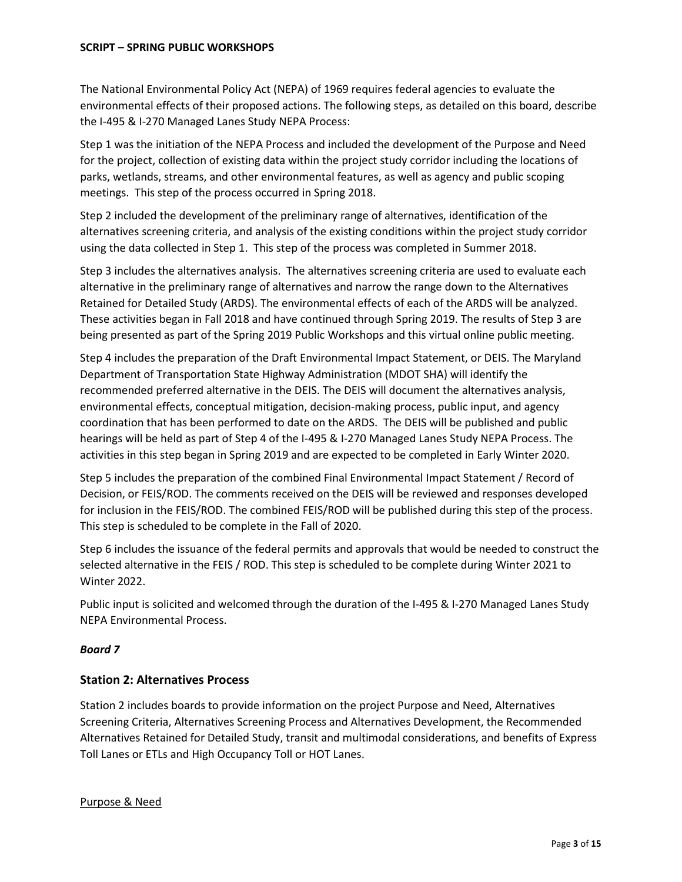The National Environmental Policy Act (NEPA) of 1969 requires federal agencies to evaluate the environmental effects of their proposed actions. The following steps, as detailed on this board, describe the I-495 & I-270 Managed Lanes Study NEPA Process:

Step 1 was the initiation of the NEPA Process and included the development of the Purpose and Need for the project, collection of existing data within the project study corridor including the locations of parks, wetlands, streams, and other environmental features, as well as agency and public scoping meetings. This step of the process occurred in Spring 2018.

Step 2 included the development of the preliminary range of alternatives, identification of the alternatives screening criteria, and analysis of the existing conditions within the project study corridor using the data collected in Step 1. This step of the process was completed in Summer 2018.

Step 3 includes the alternatives analysis. The alternatives screening criteria are used to evaluate each alternative in the preliminary range of alternatives and narrow the range down to the Alternatives Retained for Detailed Study (ARDS). The environmental effects of each of the ARDS will be analyzed. These activities began in Fall 2018 and have continued through Spring 2019. The results of Step 3 are being presented as part of the Spring 2019 Public Workshops and this virtual online public meeting.

Step 4 includes the preparation of the Draft Environmental Impact Statement, or DEIS. The Maryland Department of Transportation State Highway Administration (MDOT SHA) will identify the recommended preferred alternative in the DEIS. The DEIS will document the alternatives analysis, environmental effects, conceptual mitigation, decision-making process, public input, and agency coordination that has been performed to date on the ARDS. The DEIS will be published and public hearings will be held as part of Step 4 of the I-495 & I-270 Managed Lanes Study NEPA Process. The activities in this step began in Spring 2019 and are expected to be completed in Early Winter 2020.

Step 5 includes the preparation of the combined Final Environmental Impact Statement / Record of Decision, or FEIS/ROD. The comments received on the DEIS will be reviewed and responses developed for inclusion in the FEIS/ROD. The combined FEIS/ROD will be published during this step of the process. This step is scheduled to be complete in the Fall of 2020.

Step 6 includes the issuance of the federal permits and approvals that would be needed to construct the selected alternative in the FEIS / ROD. This step is scheduled to be complete during Winter 2021 to Winter 2022.

Public input is solicited and welcomed through the duration of the I-495 & I-270 Managed Lanes Study NEPA Environmental Process.

***Board 7***

## Station 2: Alternatives Process

Station 2 includes boards to provide information on the project Purpose and Need, Alternatives Screening Criteria, Alternatives Screening Process and Alternatives Development, the Recommended Alternatives Retained for Detailed Study, transit and multimodal considerations, and benefits of Express Toll Lanes or ETLs and High Occupancy Toll or HOT Lanes.

<u>Purpose & Need</u>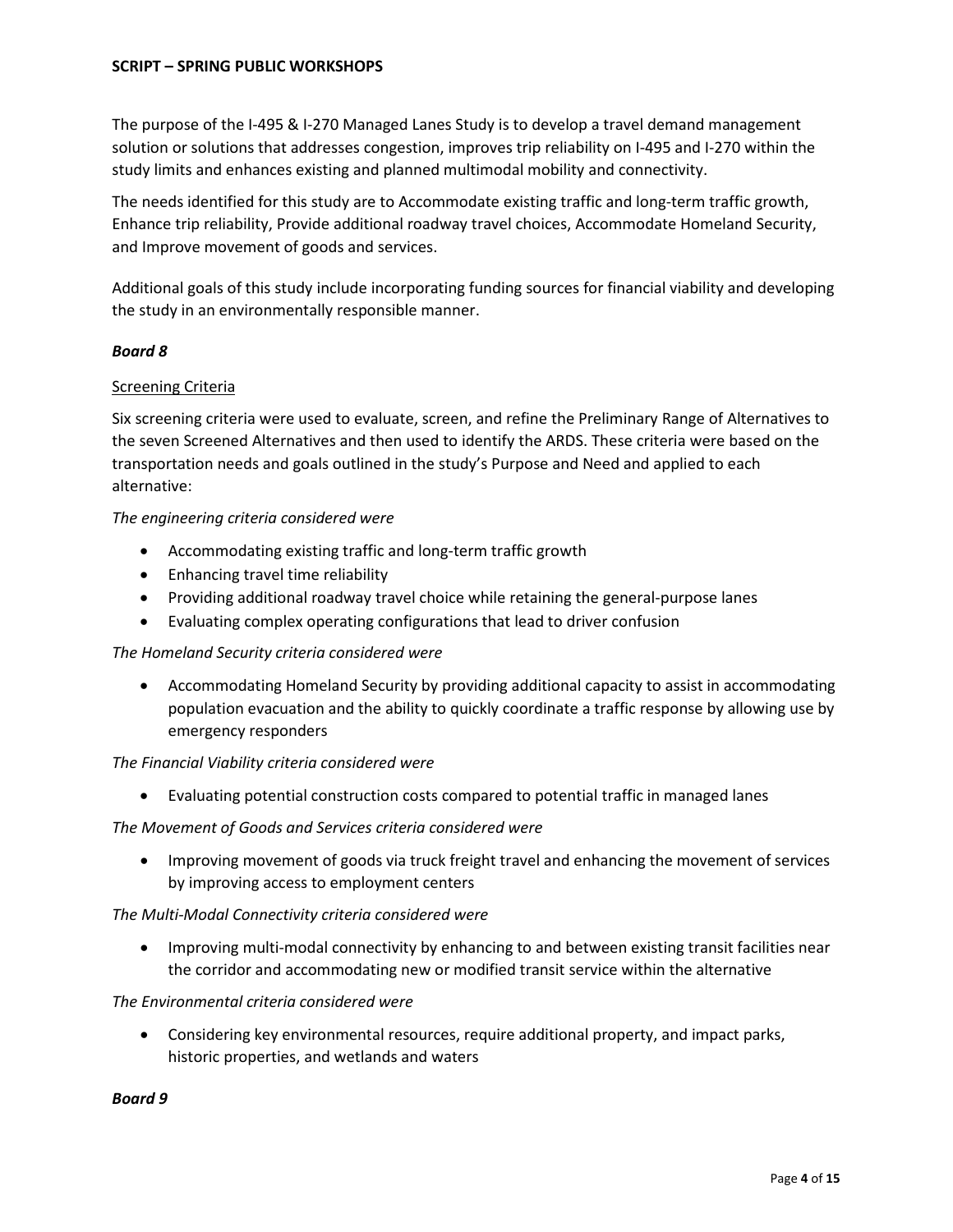The purpose of the I-495 & I-270 Managed Lanes Study is to develop a travel demand management solution or solutions that addresses congestion, improves trip reliability on I-495 and I-270 within the study limits and enhances existing and planned multimodal mobility and connectivity.

The needs identified for this study are to Accommodate existing traffic and long-term traffic growth, Enhance trip reliability, Provide additional roadway travel choices, Accommodate Homeland Security, and Improve movement of goods and services.

Additional goals of this study include incorporating funding sources for financial viability and developing the study in an environmentally responsible manner.

***Board 8***

<u>Screening Criteria</u>

Six screening criteria were used to evaluate, screen, and refine the Preliminary Range of Alternatives to the seven Screened Alternatives and then used to identify the ARDS. These criteria were based on the transportation needs and goals outlined in the study's Purpose and Need and applied to each alternative:

*The engineering criteria considered were*

- Accommodating existing traffic and long-term traffic growth
- Enhancing travel time reliability
- Providing additional roadway travel choice while retaining the general-purpose lanes
- Evaluating complex operating configurations that lead to driver confusion

*The Homeland Security criteria considered were*

- Accommodating Homeland Security by providing additional capacity to assist in accommodating population evacuation and the ability to quickly coordinate a traffic response by allowing use by emergency responders

*The Financial Viability criteria considered were*

- Evaluating potential construction costs compared to potential traffic in managed lanes

*The Movement of Goods and Services criteria considered were*

- Improving movement of goods via truck freight travel and enhancing the movement of services by improving access to employment centers

*The Multi-Modal Connectivity criteria considered were*

- Improving multi-modal connectivity by enhancing to and between existing transit facilities near the corridor and accommodating new or modified transit service within the alternative

*The Environmental criteria considered were*

- Considering key environmental resources, require additional property, and impact parks, historic properties, and wetlands and waters

***Board 9***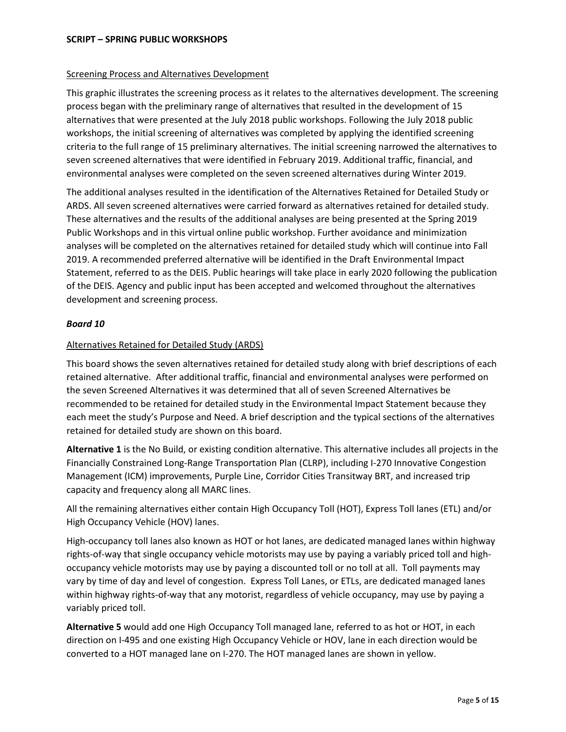Screening Process and Alternatives Development

This graphic illustrates the screening process as it relates to the alternatives development. The screening process began with the preliminary range of alternatives that resulted in the development of 15 alternatives that were presented at the July 2018 public workshops. Following the July 2018 public workshops, the initial screening of alternatives was completed by applying the identified screening criteria to the full range of 15 preliminary alternatives. The initial screening narrowed the alternatives to seven screened alternatives that were identified in February 2019. Additional traffic, financial, and environmental analyses were completed on the seven screened alternatives during Winter 2019.

The additional analyses resulted in the identification of the Alternatives Retained for Detailed Study or ARDS. All seven screened alternatives were carried forward as alternatives retained for detailed study. These alternatives and the results of the additional analyses are being presented at the Spring 2019 Public Workshops and in this virtual online public workshop. Further avoidance and minimization analyses will be completed on the alternatives retained for detailed study which will continue into Fall 2019. A recommended preferred alternative will be identified in the Draft Environmental Impact Statement, referred to as the DEIS. Public hearings will take place in early 2020 following the publication of the DEIS. Agency and public input has been accepted and welcomed throughout the alternatives development and screening process.

### *Board 10*

Alternatives Retained for Detailed Study (ARDS)

This board shows the seven alternatives retained for detailed study along with brief descriptions of each retained alternative. After additional traffic, financial and environmental analyses were performed on the seven Screened Alternatives it was determined that all of seven Screened Alternatives be recommended to be retained for detailed study in the Environmental Impact Statement because they each meet the study's Purpose and Need. A brief description and the typical sections of the alternatives retained for detailed study are shown on this board.

**Alternative 1** is the No Build, or existing condition alternative. This alternative includes all projects in the Financially Constrained Long-Range Transportation Plan (CLRP), including I-270 Innovative Congestion Management (ICM) improvements, Purple Line, Corridor Cities Transitway BRT, and increased trip capacity and frequency along all MARC lines.

All the remaining alternatives either contain High Occupancy Toll (HOT), Express Toll lanes (ETL) and/or High Occupancy Vehicle (HOV) lanes.

High-occupancy toll lanes also known as HOT or hot lanes, are dedicated managed lanes within highway rights-of-way that single occupancy vehicle motorists may use by paying a variably priced toll and high-occupancy vehicle motorists may use by paying a discounted toll or no toll at all. Toll payments may vary by time of day and level of congestion. Express Toll Lanes, or ETLs, are dedicated managed lanes within highway rights-of-way that any motorist, regardless of vehicle occupancy, may use by paying a variably priced toll.

**Alternative 5** would add one High Occupancy Toll managed lane, referred to as hot or HOT, in each direction on I-495 and one existing High Occupancy Vehicle or HOV, lane in each direction would be converted to a HOT managed lane on I-270. The HOT managed lanes are shown in yellow.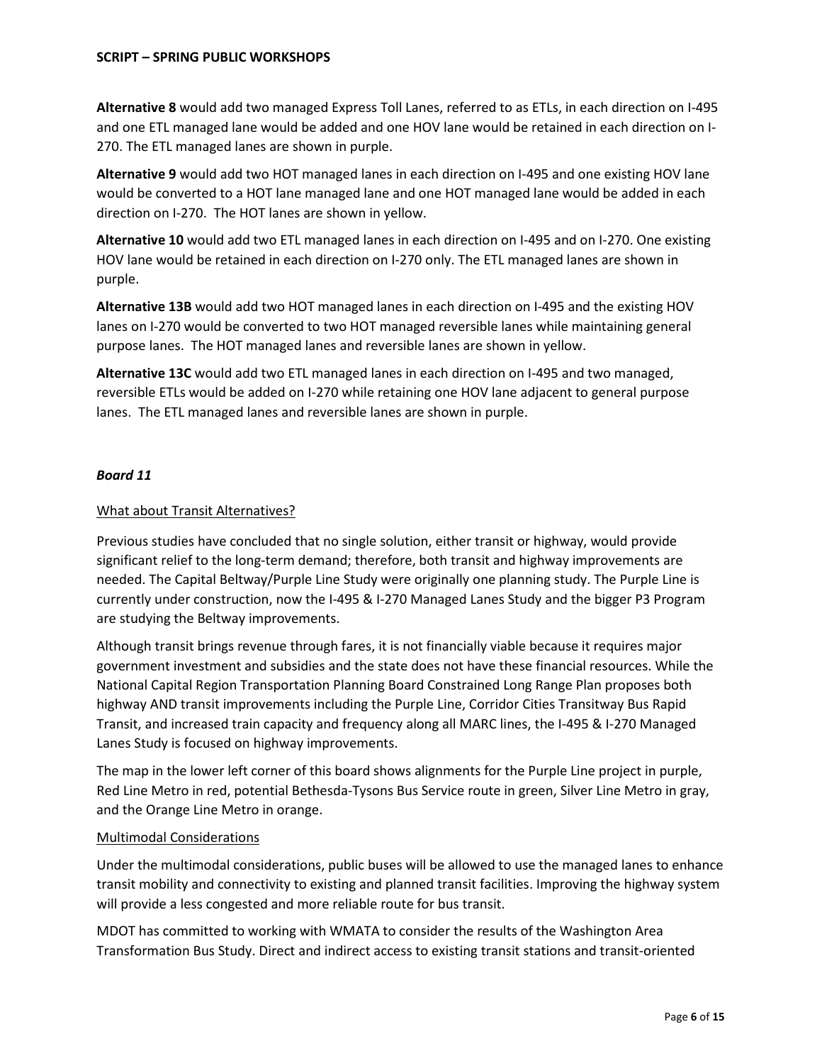**Alternative 8** would add two managed Express Toll Lanes, referred to as ETLs, in each direction on I-495 and one ETL managed lane would be added and one HOV lane would be retained in each direction on I-270. The ETL managed lanes are shown in purple.

**Alternative 9** would add two HOT managed lanes in each direction on I-495 and one existing HOV lane would be converted to a HOT lane managed lane and one HOT managed lane would be added in each direction on I-270. The HOT lanes are shown in yellow.

**Alternative 10** would add two ETL managed lanes in each direction on I-495 and on I-270. One existing HOV lane would be retained in each direction on I-270 only. The ETL managed lanes are shown in purple.

**Alternative 13B** would add two HOT managed lanes in each direction on I-495 and the existing HOV lanes on I-270 would be converted to two HOT managed reversible lanes while maintaining general purpose lanes. The HOT managed lanes and reversible lanes are shown in yellow.

**Alternative 13C** would add two ETL managed lanes in each direction on I-495 and two managed, reversible ETLs would be added on I-270 while retaining one HOV lane adjacent to general purpose lanes. The ETL managed lanes and reversible lanes are shown in purple.

***Board 11***

<u>What about Transit Alternatives?</u>

Previous studies have concluded that no single solution, either transit or highway, would provide significant relief to the long-term demand; therefore, both transit and highway improvements are needed. The Capital Beltway/Purple Line Study were originally one planning study. The Purple Line is currently under construction, now the I-495 & I-270 Managed Lanes Study and the bigger P3 Program are studying the Beltway improvements.

Although transit brings revenue through fares, it is not financially viable because it requires major government investment and subsidies and the state does not have these financial resources. While the National Capital Region Transportation Planning Board Constrained Long Range Plan proposes both highway AND transit improvements including the Purple Line, Corridor Cities Transitway Bus Rapid Transit, and increased train capacity and frequency along all MARC lines, the I-495 & I-270 Managed Lanes Study is focused on highway improvements.

The map in the lower left corner of this board shows alignments for the Purple Line project in purple, Red Line Metro in red, potential Bethesda-Tysons Bus Service route in green, Silver Line Metro in gray, and the Orange Line Metro in orange.

<u>Multimodal Considerations</u>

Under the multimodal considerations, public buses will be allowed to use the managed lanes to enhance transit mobility and connectivity to existing and planned transit facilities. Improving the highway system will provide a less congested and more reliable route for bus transit.

MDOT has committed to working with WMATA to consider the results of the Washington Area Transformation Bus Study. Direct and indirect access to existing transit stations and transit-oriented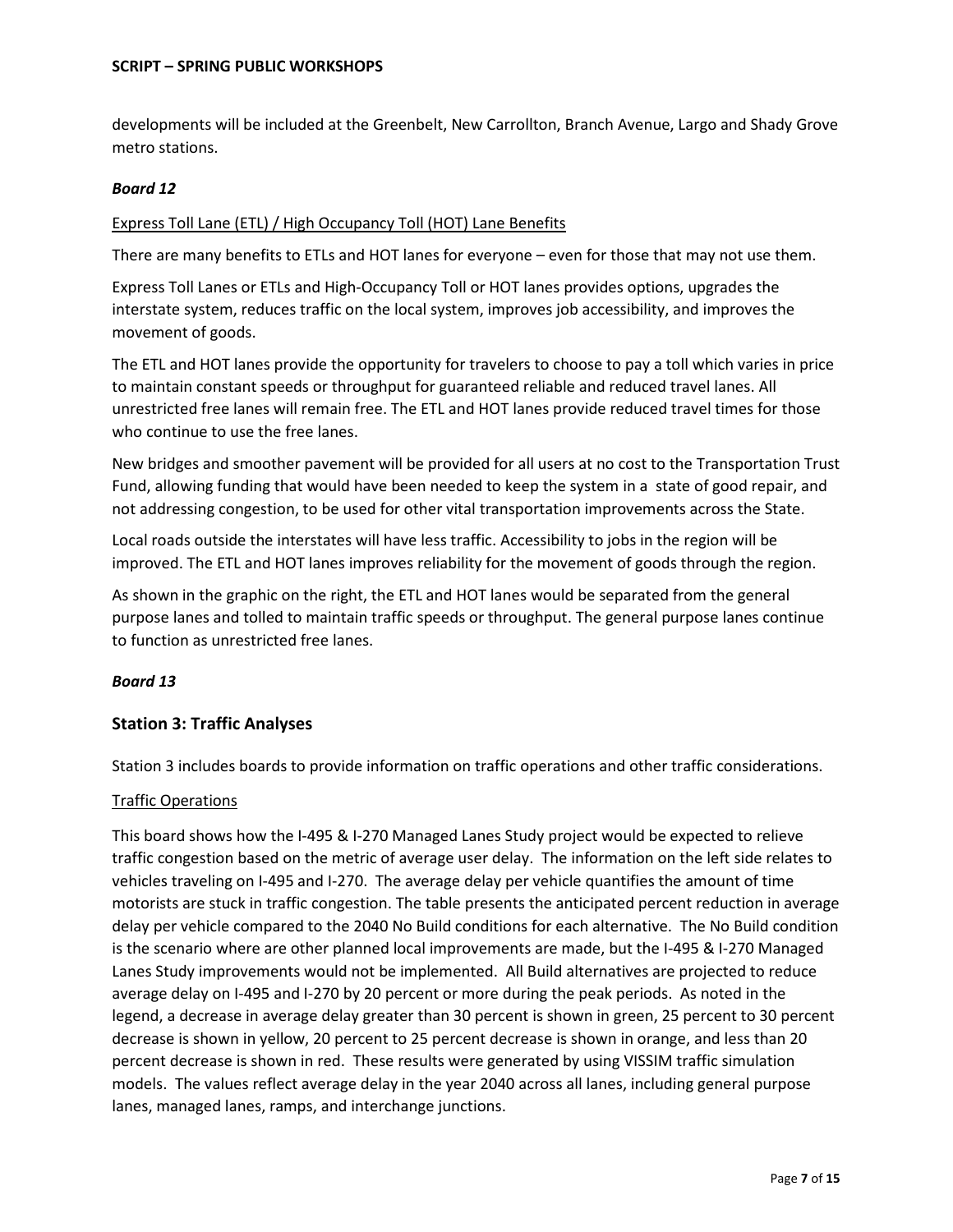developments will be included at the Greenbelt, New Carrollton, Branch Avenue, Largo and Shady Grove metro stations.

***Board 12***

Express Toll Lane (ETL) / High Occupancy Toll (HOT) Lane Benefits

There are many benefits to ETLs and HOT lanes for everyone – even for those that may not use them.

Express Toll Lanes or ETLs and High-Occupancy Toll or HOT lanes provides options, upgrades the interstate system, reduces traffic on the local system, improves job accessibility, and improves the movement of goods.

The ETL and HOT lanes provide the opportunity for travelers to choose to pay a toll which varies in price to maintain constant speeds or throughput for guaranteed reliable and reduced travel lanes. All unrestricted free lanes will remain free. The ETL and HOT lanes provide reduced travel times for those who continue to use the free lanes.

New bridges and smoother pavement will be provided for all users at no cost to the Transportation Trust Fund, allowing funding that would have been needed to keep the system in a state of good repair, and not addressing congestion, to be used for other vital transportation improvements across the State.

Local roads outside the interstates will have less traffic. Accessibility to jobs in the region will be improved. The ETL and HOT lanes improves reliability for the movement of goods through the region.

As shown in the graphic on the right, the ETL and HOT lanes would be separated from the general purpose lanes and tolled to maintain traffic speeds or throughput. The general purpose lanes continue to function as unrestricted free lanes.

***Board 13***

## Station 3: Traffic Analyses

Station 3 includes boards to provide information on traffic operations and other traffic considerations.

Traffic Operations

This board shows how the I-495 & I-270 Managed Lanes Study project would be expected to relieve traffic congestion based on the metric of average user delay. The information on the left side relates to vehicles traveling on I-495 and I-270. The average delay per vehicle quantifies the amount of time motorists are stuck in traffic congestion. The table presents the anticipated percent reduction in average delay per vehicle compared to the 2040 No Build conditions for each alternative. The No Build condition is the scenario where are other planned local improvements are made, but the I-495 & I-270 Managed Lanes Study improvements would not be implemented. All Build alternatives are projected to reduce average delay on I-495 and I-270 by 20 percent or more during the peak periods. As noted in the legend, a decrease in average delay greater than 30 percent is shown in green, 25 percent to 30 percent decrease is shown in yellow, 20 percent to 25 percent decrease is shown in orange, and less than 20 percent decrease is shown in red. These results were generated by using VISSIM traffic simulation models. The values reflect average delay in the year 2040 across all lanes, including general purpose lanes, managed lanes, ramps, and interchange junctions.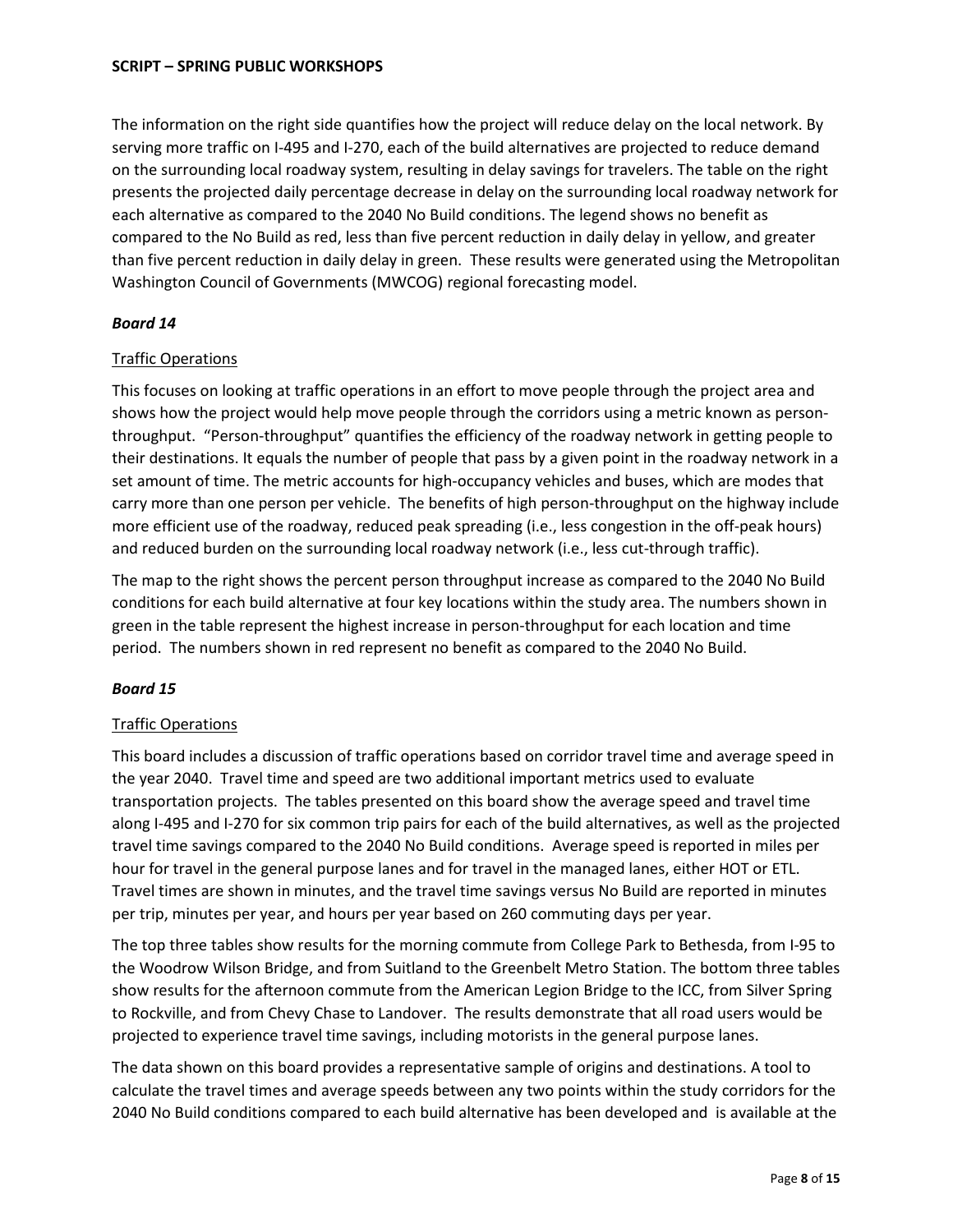The information on the right side quantifies how the project will reduce delay on the local network. By serving more traffic on I-495 and I-270, each of the build alternatives are projected to reduce demand on the surrounding local roadway system, resulting in delay savings for travelers. The table on the right presents the projected daily percentage decrease in delay on the surrounding local roadway network for each alternative as compared to the 2040 No Build conditions. The legend shows no benefit as compared to the No Build as red, less than five percent reduction in daily delay in yellow, and greater than five percent reduction in daily delay in green. These results were generated using the Metropolitan Washington Council of Governments (MWCOG) regional forecasting model.

### *Board 14*

Traffic Operations

This focuses on looking at traffic operations in an effort to move people through the project area and shows how the project would help move people through the corridors using a metric known as person-throughput. "Person-throughput" quantifies the efficiency of the roadway network in getting people to their destinations. It equals the number of people that pass by a given point in the roadway network in a set amount of time. The metric accounts for high-occupancy vehicles and buses, which are modes that carry more than one person per vehicle. The benefits of high person-throughput on the highway include more efficient use of the roadway, reduced peak spreading (i.e., less congestion in the off-peak hours) and reduced burden on the surrounding local roadway network (i.e., less cut-through traffic).

The map to the right shows the percent person throughput increase as compared to the 2040 No Build conditions for each build alternative at four key locations within the study area. The numbers shown in green in the table represent the highest increase in person-throughput for each location and time period. The numbers shown in red represent no benefit as compared to the 2040 No Build.

### *Board 15*

Traffic Operations

This board includes a discussion of traffic operations based on corridor travel time and average speed in the year 2040. Travel time and speed are two additional important metrics used to evaluate transportation projects. The tables presented on this board show the average speed and travel time along I-495 and I-270 for six common trip pairs for each of the build alternatives, as well as the projected travel time savings compared to the 2040 No Build conditions. Average speed is reported in miles per hour for travel in the general purpose lanes and for travel in the managed lanes, either HOT or ETL. Travel times are shown in minutes, and the travel time savings versus No Build are reported in minutes per trip, minutes per year, and hours per year based on 260 commuting days per year.

The top three tables show results for the morning commute from College Park to Bethesda, from I-95 to the Woodrow Wilson Bridge, and from Suitland to the Greenbelt Metro Station. The bottom three tables show results for the afternoon commute from the American Legion Bridge to the ICC, from Silver Spring to Rockville, and from Chevy Chase to Landover. The results demonstrate that all road users would be projected to experience travel time savings, including motorists in the general purpose lanes.

The data shown on this board provides a representative sample of origins and destinations. A tool to calculate the travel times and average speeds between any two points within the study corridors for the 2040 No Build conditions compared to each build alternative has been developed and is available at the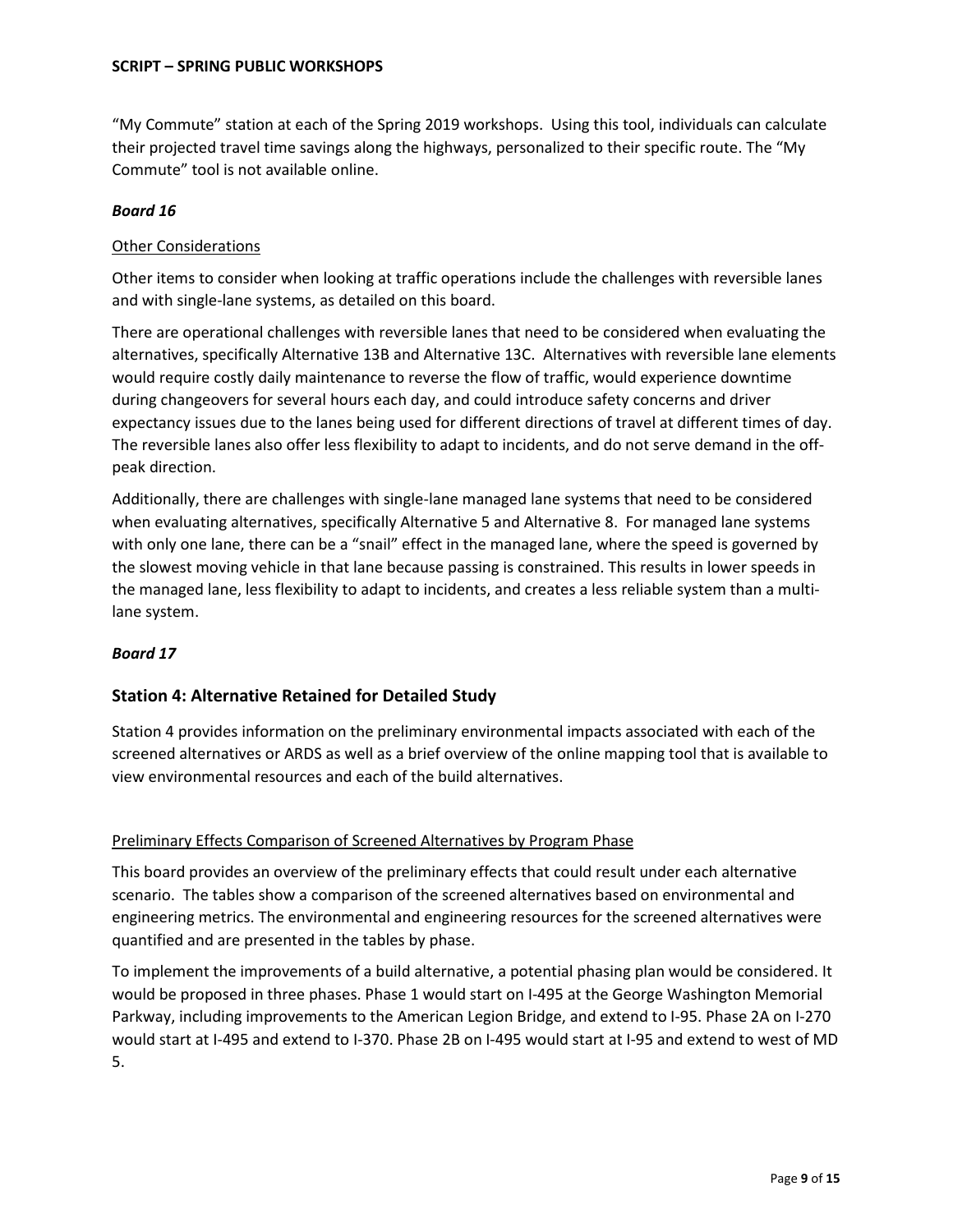"My Commute" station at each of the Spring 2019 workshops. Using this tool, individuals can calculate their projected travel time savings along the highways, personalized to their specific route. The "My Commute" tool is not available online.

***Board 16***

<u>Other Considerations</u>

Other items to consider when looking at traffic operations include the challenges with reversible lanes and with single-lane systems, as detailed on this board.

There are operational challenges with reversible lanes that need to be considered when evaluating the alternatives, specifically Alternative 13B and Alternative 13C. Alternatives with reversible lane elements would require costly daily maintenance to reverse the flow of traffic, would experience downtime during changeovers for several hours each day, and could introduce safety concerns and driver expectancy issues due to the lanes being used for different directions of travel at different times of day. The reversible lanes also offer less flexibility to adapt to incidents, and do not serve demand in the off-peak direction.

Additionally, there are challenges with single-lane managed lane systems that need to be considered when evaluating alternatives, specifically Alternative 5 and Alternative 8. For managed lane systems with only one lane, there can be a "snail" effect in the managed lane, where the speed is governed by the slowest moving vehicle in that lane because passing is constrained. This results in lower speeds in the managed lane, less flexibility to adapt to incidents, and creates a less reliable system than a multi-lane system.

***Board 17***

## Station 4: Alternative Retained for Detailed Study

Station 4 provides information on the preliminary environmental impacts associated with each of the screened alternatives or ARDS as well as a brief overview of the online mapping tool that is available to view environmental resources and each of the build alternatives.

<u>Preliminary Effects Comparison of Screened Alternatives by Program Phase</u>

This board provides an overview of the preliminary effects that could result under each alternative scenario. The tables show a comparison of the screened alternatives based on environmental and engineering metrics. The environmental and engineering resources for the screened alternatives were quantified and are presented in the tables by phase.

To implement the improvements of a build alternative, a potential phasing plan would be considered. It would be proposed in three phases. Phase 1 would start on I-495 at the George Washington Memorial Parkway, including improvements to the American Legion Bridge, and extend to I-95. Phase 2A on I-270 would start at I-495 and extend to I-370. Phase 2B on I-495 would start at I-95 and extend to west of MD 5.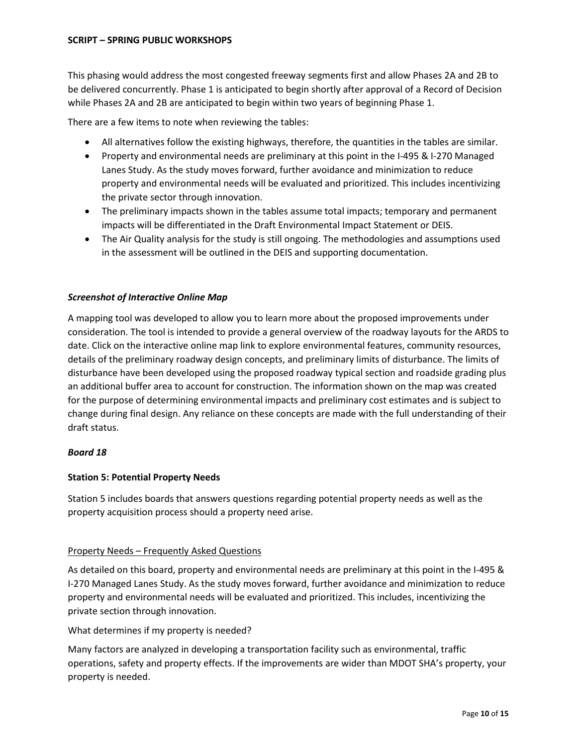This phasing would address the most congested freeway segments first and allow Phases 2A and 2B to be delivered concurrently. Phase 1 is anticipated to begin shortly after approval of a Record of Decision while Phases 2A and 2B are anticipated to begin within two years of beginning Phase 1.

There are a few items to note when reviewing the tables:

- All alternatives follow the existing highways, therefore, the quantities in the tables are similar.
- Property and environmental needs are preliminary at this point in the I-495 & I-270 Managed Lanes Study. As the study moves forward, further avoidance and minimization to reduce property and environmental needs will be evaluated and prioritized. This includes incentivizing the private sector through innovation.
- The preliminary impacts shown in the tables assume total impacts; temporary and permanent impacts will be differentiated in the Draft Environmental Impact Statement or DEIS.
- The Air Quality analysis for the study is still ongoing. The methodologies and assumptions used in the assessment will be outlined in the DEIS and supporting documentation.

***Screenshot of Interactive Online Map***

A mapping tool was developed to allow you to learn more about the proposed improvements under consideration. The tool is intended to provide a general overview of the roadway layouts for the ARDS to date. Click on the interactive online map link to explore environmental features, community resources, details of the preliminary roadway design concepts, and preliminary limits of disturbance. The limits of disturbance have been developed using the proposed roadway typical section and roadside grading plus an additional buffer area to account for construction. The information shown on the map was created for the purpose of determining environmental impacts and preliminary cost estimates and is subject to change during final design. Any reliance on these concepts are made with the full understanding of their draft status.

***Board 18***

**Station 5: Potential Property Needs**

Station 5 includes boards that answers questions regarding potential property needs as well as the property acquisition process should a property need arise.

<u>Property Needs – Frequently Asked Questions</u>

As detailed on this board, property and environmental needs are preliminary at this point in the I-495 & I-270 Managed Lanes Study. As the study moves forward, further avoidance and minimization to reduce property and environmental needs will be evaluated and prioritized. This includes, incentivizing the private section through innovation.

What determines if my property is needed?

Many factors are analyzed in developing a transportation facility such as environmental, traffic operations, safety and property effects. If the improvements are wider than MDOT SHA's property, your property is needed.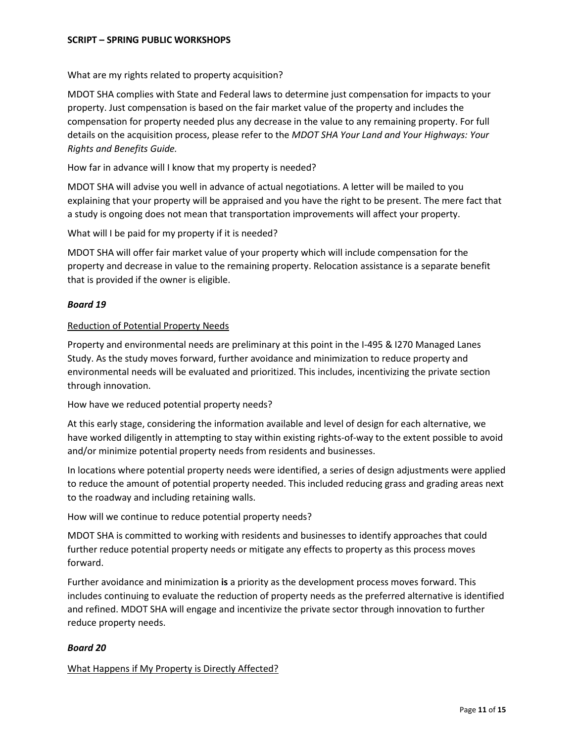What are my rights related to property acquisition?

MDOT SHA complies with State and Federal laws to determine just compensation for impacts to your property. Just compensation is based on the fair market value of the property and includes the compensation for property needed plus any decrease in the value to any remaining property. For full details on the acquisition process, please refer to the *MDOT SHA Your Land and Your Highways: Your Rights and Benefits Guide.*

How far in advance will I know that my property is needed?

MDOT SHA will advise you well in advance of actual negotiations. A letter will be mailed to you explaining that your property will be appraised and you have the right to be present. The mere fact that a study is ongoing does not mean that transportation improvements will affect your property.

What will I be paid for my property if it is needed?

MDOT SHA will offer fair market value of your property which will include compensation for the property and decrease in value to the remaining property. Relocation assistance is a separate benefit that is provided if the owner is eligible.

### *Board 19*

<u>Reduction of Potential Property Needs</u>

Property and environmental needs are preliminary at this point in the I-495 & I270 Managed Lanes Study. As the study moves forward, further avoidance and minimization to reduce property and environmental needs will be evaluated and prioritized. This includes, incentivizing the private section through innovation.

How have we reduced potential property needs?

At this early stage, considering the information available and level of design for each alternative, we have worked diligently in attempting to stay within existing rights-of-way to the extent possible to avoid and/or minimize potential property needs from residents and businesses.

In locations where potential property needs were identified, a series of design adjustments were applied to reduce the amount of potential property needed. This included reducing grass and grading areas next to the roadway and including retaining walls.

How will we continue to reduce potential property needs?

MDOT SHA is committed to working with residents and businesses to identify approaches that could further reduce potential property needs or mitigate any effects to property as this process moves forward.

Further avoidance and minimization **is** a priority as the development process moves forward. This includes continuing to evaluate the reduction of property needs as the preferred alternative is identified and refined. MDOT SHA will engage and incentivize the private sector through innovation to further reduce property needs.

### *Board 20*

<u>What Happens if My Property is Directly Affected?</u>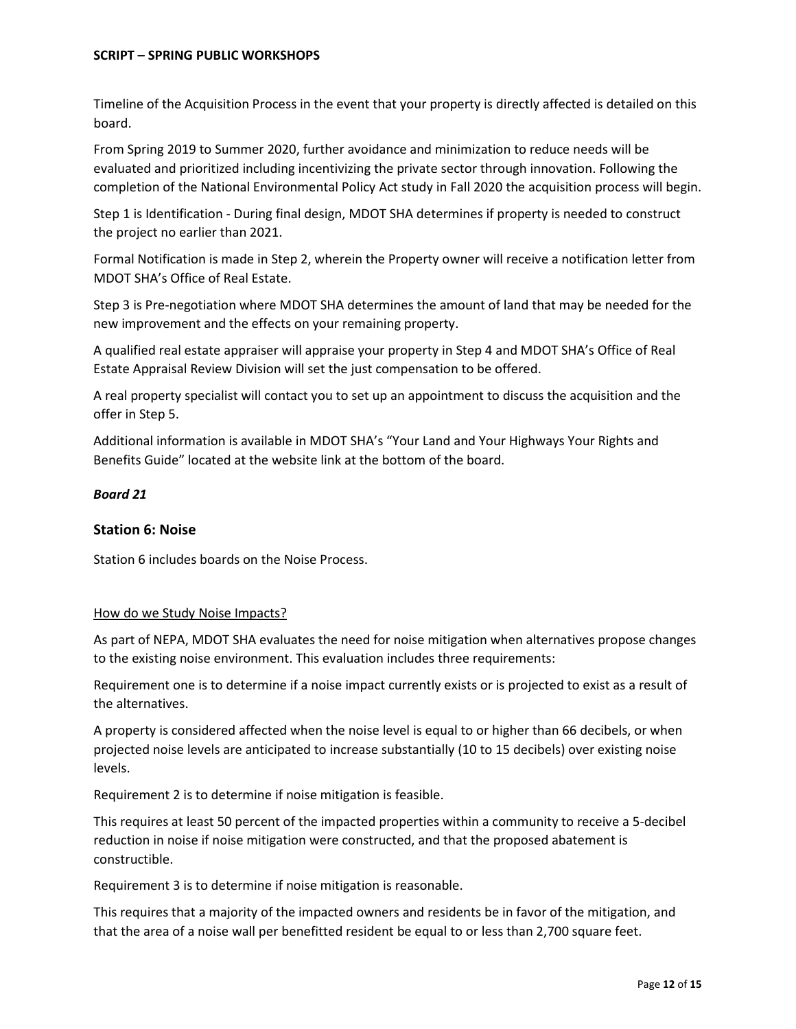Timeline of the Acquisition Process in the event that your property is directly affected is detailed on this board.

From Spring 2019 to Summer 2020, further avoidance and minimization to reduce needs will be evaluated and prioritized including incentivizing the private sector through innovation. Following the completion of the National Environmental Policy Act study in Fall 2020 the acquisition process will begin.

Step 1 is Identification - During final design, MDOT SHA determines if property is needed to construct the project no earlier than 2021.

Formal Notification is made in Step 2, wherein the Property owner will receive a notification letter from MDOT SHA's Office of Real Estate.

Step 3 is Pre-negotiation where MDOT SHA determines the amount of land that may be needed for the new improvement and the effects on your remaining property.

A qualified real estate appraiser will appraise your property in Step 4 and MDOT SHA's Office of Real Estate Appraisal Review Division will set the just compensation to be offered.

A real property specialist will contact you to set up an appointment to discuss the acquisition and the offer in Step 5.

Additional information is available in MDOT SHA's "Your Land and Your Highways Your Rights and Benefits Guide" located at the website link at the bottom of the board.

***Board 21***

## Station 6: Noise

Station 6 includes boards on the Noise Process.

<u>How do we Study Noise Impacts?</u>

As part of NEPA, MDOT SHA evaluates the need for noise mitigation when alternatives propose changes to the existing noise environment. This evaluation includes three requirements:

Requirement one is to determine if a noise impact currently exists or is projected to exist as a result of the alternatives.

A property is considered affected when the noise level is equal to or higher than 66 decibels, or when projected noise levels are anticipated to increase substantially (10 to 15 decibels) over existing noise levels.

Requirement 2 is to determine if noise mitigation is feasible.

This requires at least 50 percent of the impacted properties within a community to receive a 5-decibel reduction in noise if noise mitigation were constructed, and that the proposed abatement is constructible.

Requirement 3 is to determine if noise mitigation is reasonable.

This requires that a majority of the impacted owners and residents be in favor of the mitigation, and that the area of a noise wall per benefitted resident be equal to or less than 2,700 square feet.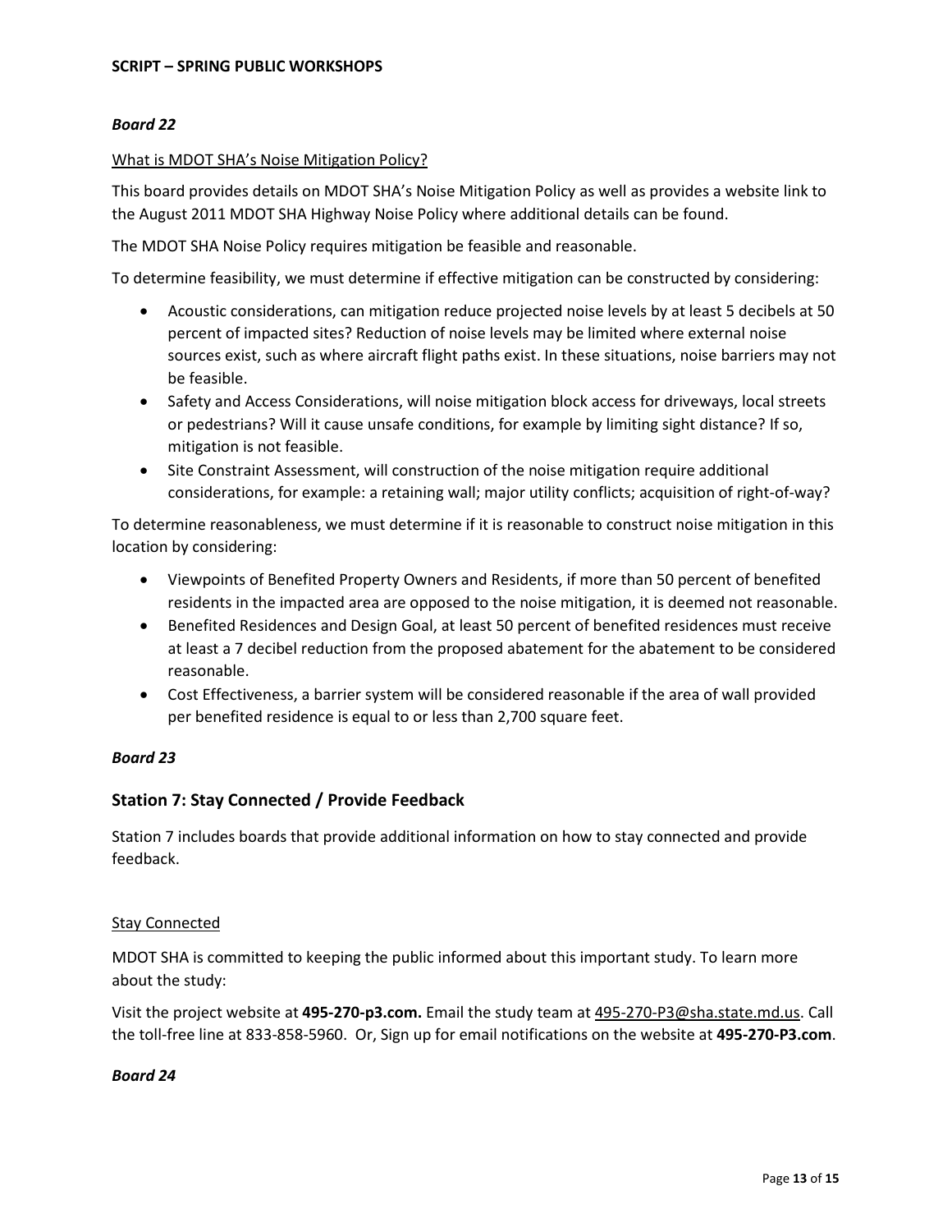***Board 22***

What is MDOT SHA's Noise Mitigation Policy?

This board provides details on MDOT SHA's Noise Mitigation Policy as well as provides a website link to the August 2011 MDOT SHA Highway Noise Policy where additional details can be found.

The MDOT SHA Noise Policy requires mitigation be feasible and reasonable.

To determine feasibility, we must determine if effective mitigation can be constructed by considering:

- Acoustic considerations, can mitigation reduce projected noise levels by at least 5 decibels at 50 percent of impacted sites? Reduction of noise levels may be limited where external noise sources exist, such as where aircraft flight paths exist. In these situations, noise barriers may not be feasible.
- Safety and Access Considerations, will noise mitigation block access for driveways, local streets or pedestrians? Will it cause unsafe conditions, for example by limiting sight distance? If so, mitigation is not feasible.
- Site Constraint Assessment, will construction of the noise mitigation require additional considerations, for example: a retaining wall; major utility conflicts; acquisition of right-of-way?

To determine reasonableness, we must determine if it is reasonable to construct noise mitigation in this location by considering:

- Viewpoints of Benefited Property Owners and Residents, if more than 50 percent of benefited residents in the impacted area are opposed to the noise mitigation, it is deemed not reasonable.
- Benefited Residences and Design Goal, at least 50 percent of benefited residences must receive at least a 7 decibel reduction from the proposed abatement for the abatement to be considered reasonable.
- Cost Effectiveness, a barrier system will be considered reasonable if the area of wall provided per benefited residence is equal to or less than 2,700 square feet.

***Board 23***

## Station 7: Stay Connected / Provide Feedback

Station 7 includes boards that provide additional information on how to stay connected and provide feedback.

Stay Connected

MDOT SHA is committed to keeping the public informed about this important study. To learn more about the study:

Visit the project website at **495-270-p3.com.** Email the study team at 495-270-P3@sha.state.md.us. Call the toll-free line at 833-858-5960. Or, Sign up for email notifications on the website at **495-270-P3.com**.

***Board 24***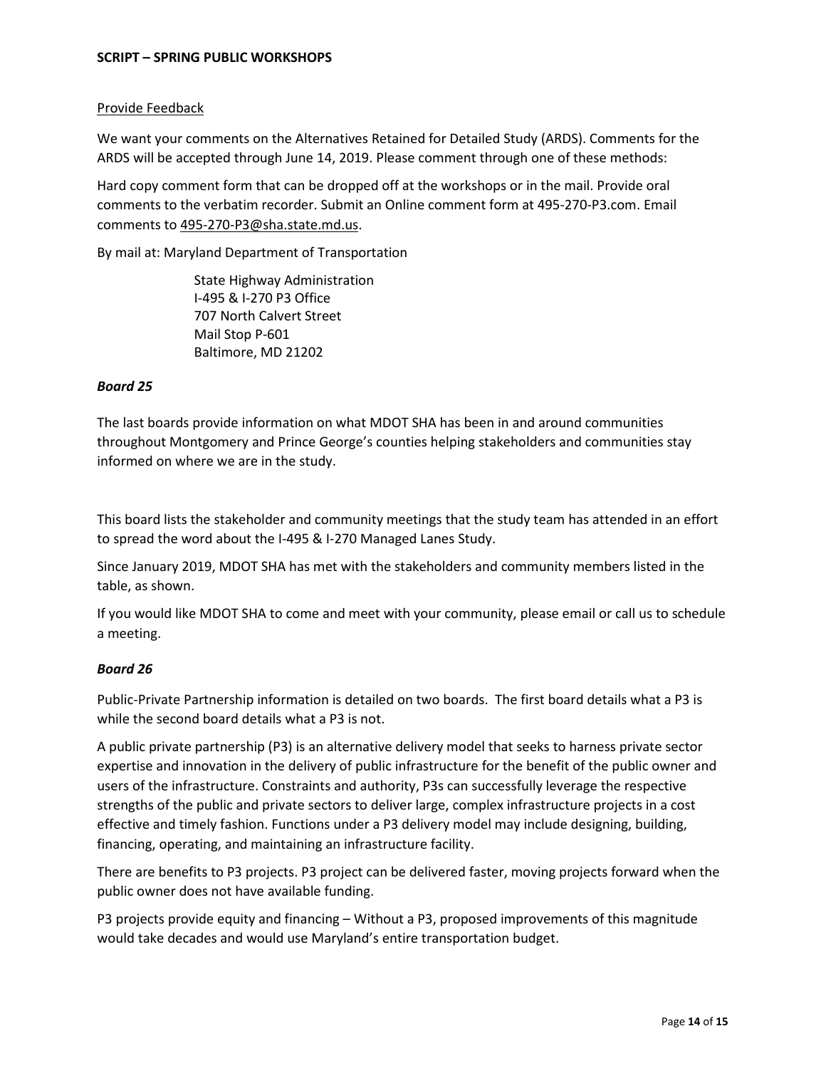<u>Provide Feedback</u>

We want your comments on the Alternatives Retained for Detailed Study (ARDS). Comments for the ARDS will be accepted through June 14, 2019. Please comment through one of these methods:

Hard copy comment form that can be dropped off at the workshops or in the mail. Provide oral comments to the verbatim recorder. Submit an Online comment form at 495-270-P3.com. Email comments to 495-270-P3@sha.state.md.us.

By mail at: Maryland Department of Transportation

State Highway Administration
I-495 & I-270 P3 Office
707 North Calvert Street
Mail Stop P-601
Baltimore, MD 21202

***Board 25***

The last boards provide information on what MDOT SHA has been in and around communities throughout Montgomery and Prince George's counties helping stakeholders and communities stay informed on where we are in the study.

This board lists the stakeholder and community meetings that the study team has attended in an effort to spread the word about the I-495 & I-270 Managed Lanes Study.

Since January 2019, MDOT SHA has met with the stakeholders and community members listed in the table, as shown.

If you would like MDOT SHA to come and meet with your community, please email or call us to schedule a meeting.

***Board 26***

Public-Private Partnership information is detailed on two boards. The first board details what a P3 is while the second board details what a P3 is not.

A public private partnership (P3) is an alternative delivery model that seeks to harness private sector expertise and innovation in the delivery of public infrastructure for the benefit of the public owner and users of the infrastructure. Constraints and authority, P3s can successfully leverage the respective strengths of the public and private sectors to deliver large, complex infrastructure projects in a cost effective and timely fashion. Functions under a P3 delivery model may include designing, building, financing, operating, and maintaining an infrastructure facility.

There are benefits to P3 projects. P3 project can be delivered faster, moving projects forward when the public owner does not have available funding.

P3 projects provide equity and financing – Without a P3, proposed improvements of this magnitude would take decades and would use Maryland's entire transportation budget.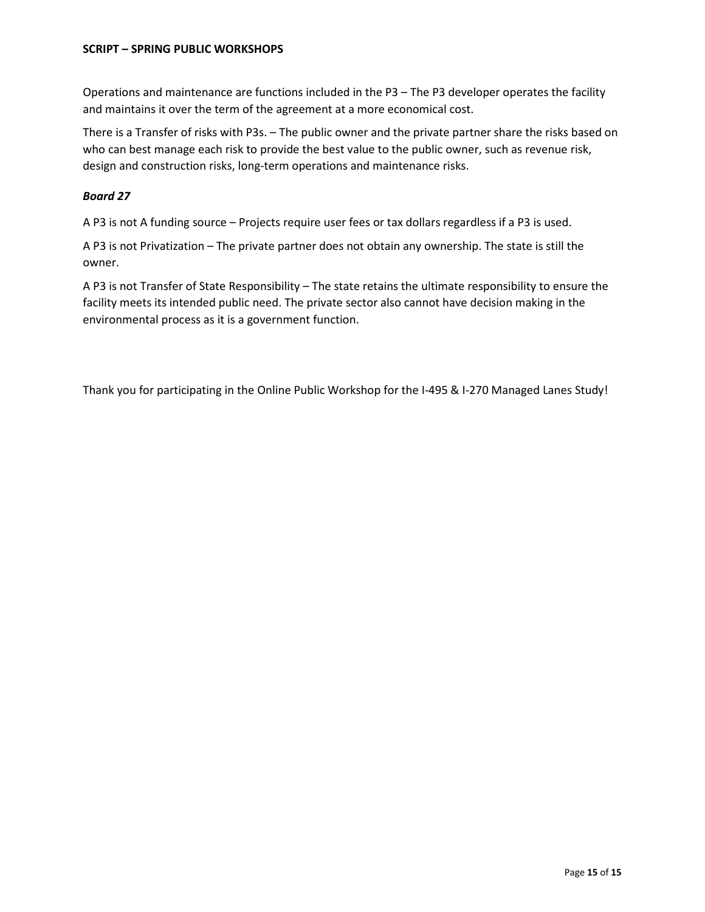Operations and maintenance are functions included in the P3 – The P3 developer operates the facility and maintains it over the term of the agreement at a more economical cost.

There is a Transfer of risks with P3s. – The public owner and the private partner share the risks based on who can best manage each risk to provide the best value to the public owner, such as revenue risk, design and construction risks, long-term operations and maintenance risks.

***Board 27***

A P3 is not A funding source – Projects require user fees or tax dollars regardless if a P3 is used.

A P3 is not Privatization – The private partner does not obtain any ownership. The state is still the owner.

A P3 is not Transfer of State Responsibility – The state retains the ultimate responsibility to ensure the facility meets its intended public need. The private sector also cannot have decision making in the environmental process as it is a government function.

Thank you for participating in the Online Public Workshop for the I-495 & I-270 Managed Lanes Study!